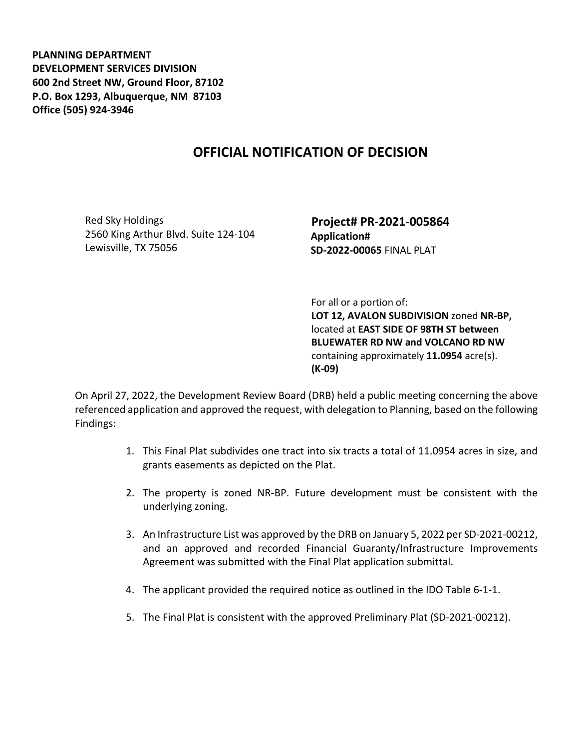**PLANNING DEPARTMENT**
**DEVELOPMENT SERVICES DIVISION**
**600 2nd Street NW, Ground Floor, 87102**
**P.O. Box 1293, Albuquerque, NM 87103**
**Office (505) 924-3946**

# OFFICIAL NOTIFICATION OF DECISION

Red Sky Holdings
2560 King Arthur Blvd. Suite 124-104
Lewisville, TX 75056

**Project# PR-2021-005864**
**Application#**
**SD-2022-00065** FINAL PLAT

For all or a portion of:
**LOT 12, AVALON SUBDIVISION** zoned **NR-BP,** located at **EAST SIDE OF 98TH ST between BLUEWATER RD NW and VOLCANO RD NW** containing approximately **11.0954** acre(s).
**(K-09)**

On April 27, 2022, the Development Review Board (DRB) held a public meeting concerning the above referenced application and approved the request, with delegation to Planning, based on the following Findings:

1. This Final Plat subdivides one tract into six tracts a total of 11.0954 acres in size, and grants easements as depicted on the Plat.

2. The property is zoned NR-BP. Future development must be consistent with the underlying zoning.

3. An Infrastructure List was approved by the DRB on January 5, 2022 per SD-2021-00212, and an approved and recorded Financial Guaranty/Infrastructure Improvements Agreement was submitted with the Final Plat application submittal.

4. The applicant provided the required notice as outlined in the IDO Table 6-1-1.

5. The Final Plat is consistent with the approved Preliminary Plat (SD-2021-00212).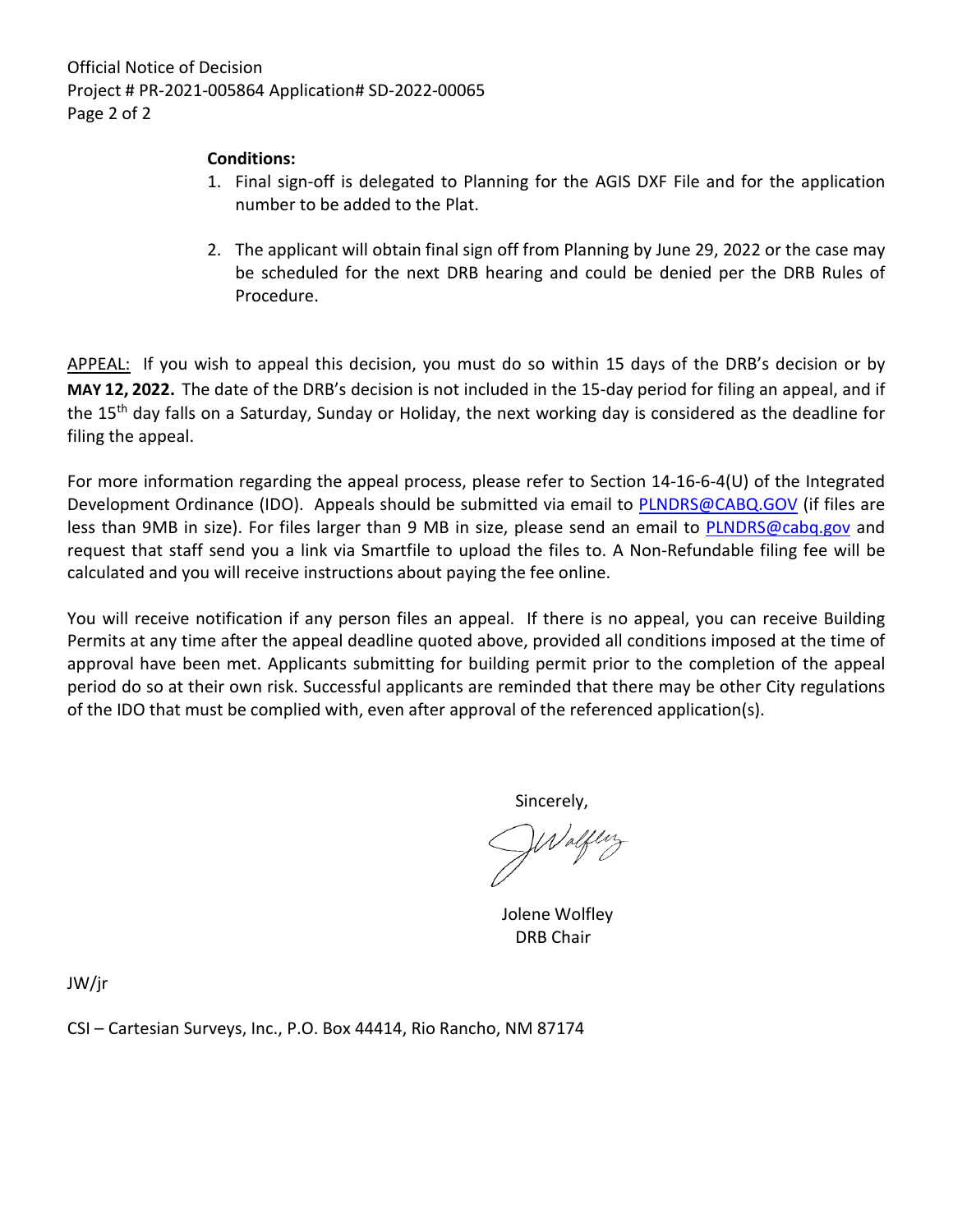**Conditions:**

1. Final sign-off is delegated to Planning for the AGIS DXF File and for the application number to be added to the Plat.

2. The applicant will obtain final sign off from Planning by June 29, 2022 or the case may be scheduled for the next DRB hearing and could be denied per the DRB Rules of Procedure.

APPEAL: If you wish to appeal this decision, you must do so within 15 days of the DRB's decision or by **MAY 12, 2022.** The date of the DRB's decision is not included in the 15-day period for filing an appeal, and if the 15th day falls on a Saturday, Sunday or Holiday, the next working day is considered as the deadline for filing the appeal.

For more information regarding the appeal process, please refer to Section 14-16-6-4(U) of the Integrated Development Ordinance (IDO). Appeals should be submitted via email to PLNDRS@CABQ.GOV (if files are less than 9MB in size). For files larger than 9 MB in size, please send an email to PLNDRS@cabq.gov and request that staff send you a link via Smartfile to upload the files to. A Non-Refundable filing fee will be calculated and you will receive instructions about paying the fee online.

You will receive notification if any person files an appeal. If there is no appeal, you can receive Building Permits at any time after the appeal deadline quoted above, provided all conditions imposed at the time of approval have been met. Applicants submitting for building permit prior to the completion of the appeal period do so at their own risk. Successful applicants are reminded that there may be other City regulations of the IDO that must be complied with, even after approval of the referenced application(s).

Sincerely,

JWolfley

Jolene Wolfley
DRB Chair

JW/jr

CSI – Cartesian Surveys, Inc., P.O. Box 44414, Rio Rancho, NM 87174